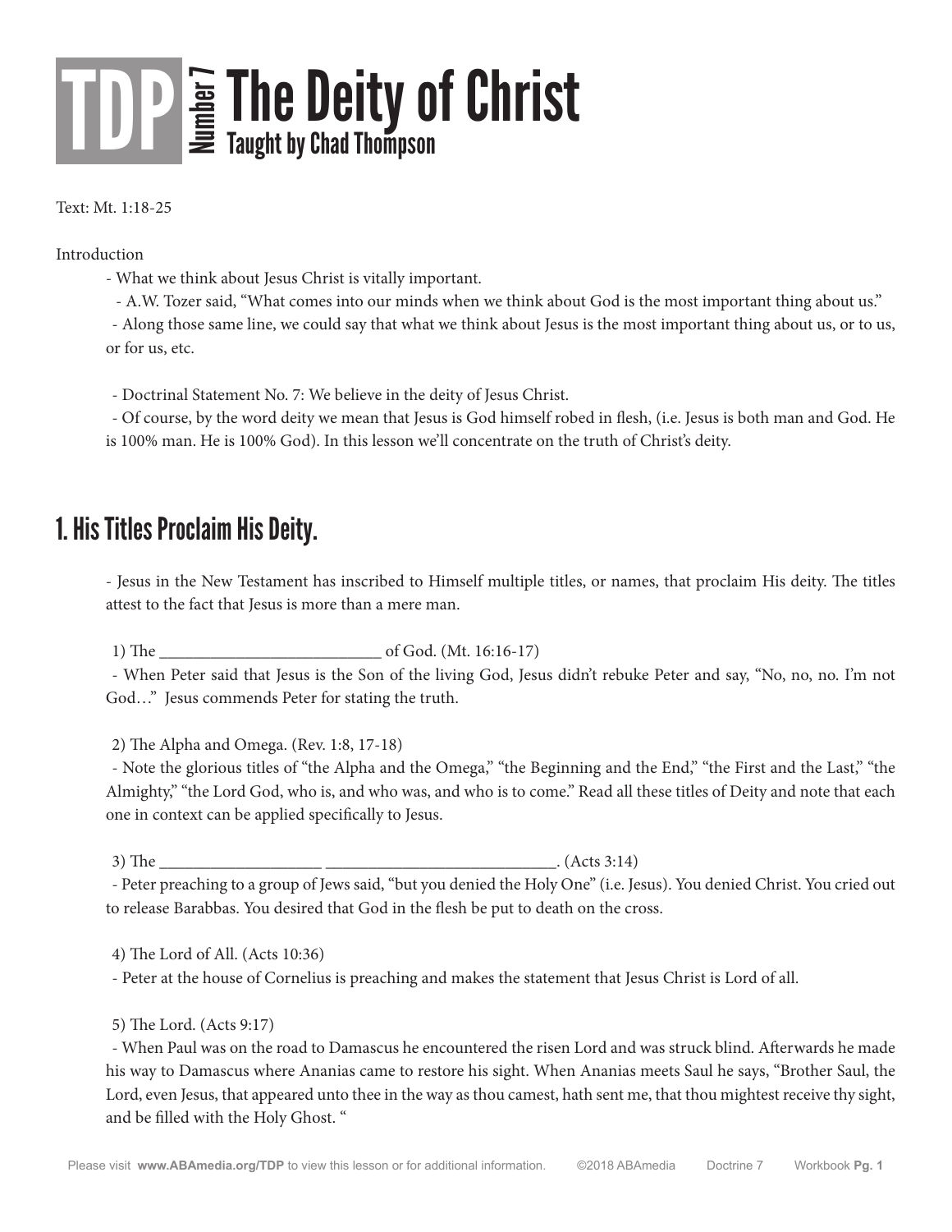# TDP Number 7 The Deity of Christ

**Taught by Chad Thompson**

Text: Mt. 1:18-25

Introduction

- What we think about Jesus Christ is vitally important.
  - A.W. Tozer said, "What comes into our minds when we think about God is the most important thing about us."
  - Along those same line, we could say that what we think about Jesus is the most important thing about us, or to us, or for us, etc.

- Doctrinal Statement No. 7: We believe in the deity of Jesus Christ.
- Of course, by the word deity we mean that Jesus is God himself robed in flesh, (i.e. Jesus is both man and God. He is 100% man. He is 100% God). In this lesson we'll concentrate on the truth of Christ's deity.

## 1. His Titles Proclaim His Deity.

- Jesus in the New Testament has inscribed to Himself multiple titles, or names, that proclaim His deity. The titles attest to the fact that Jesus is more than a mere man.

1) The ___________________________ of God. (Mt. 16:16-17)

- When Peter said that Jesus is the Son of the living God, Jesus didn't rebuke Peter and say, "No, no, no. I'm not God…" Jesus commends Peter for stating the truth.

2) The Alpha and Omega. (Rev. 1:8, 17-18)

- Note the glorious titles of "the Alpha and the Omega," "the Beginning and the End," "the First and the Last," "the Almighty," "the Lord God, who is, and who was, and who is to come." Read all these titles of Deity and note that each one in context can be applied specifically to Jesus.

3) The ____________________ ____________________________. (Acts 3:14)

- Peter preaching to a group of Jews said, "but you denied the Holy One" (i.e. Jesus). You denied Christ. You cried out to release Barabbas. You desired that God in the flesh be put to death on the cross.

4) The Lord of All. (Acts 10:36)

- Peter at the house of Cornelius is preaching and makes the statement that Jesus Christ is Lord of all.

5) The Lord. (Acts 9:17)

- When Paul was on the road to Damascus he encountered the risen Lord and was struck blind. Afterwards he made his way to Damascus where Ananias came to restore his sight. When Ananias meets Saul he says, "Brother Saul, the Lord, even Jesus, that appeared unto thee in the way as thou camest, hath sent me, that thou mightest receive thy sight, and be filled with the Holy Ghost. "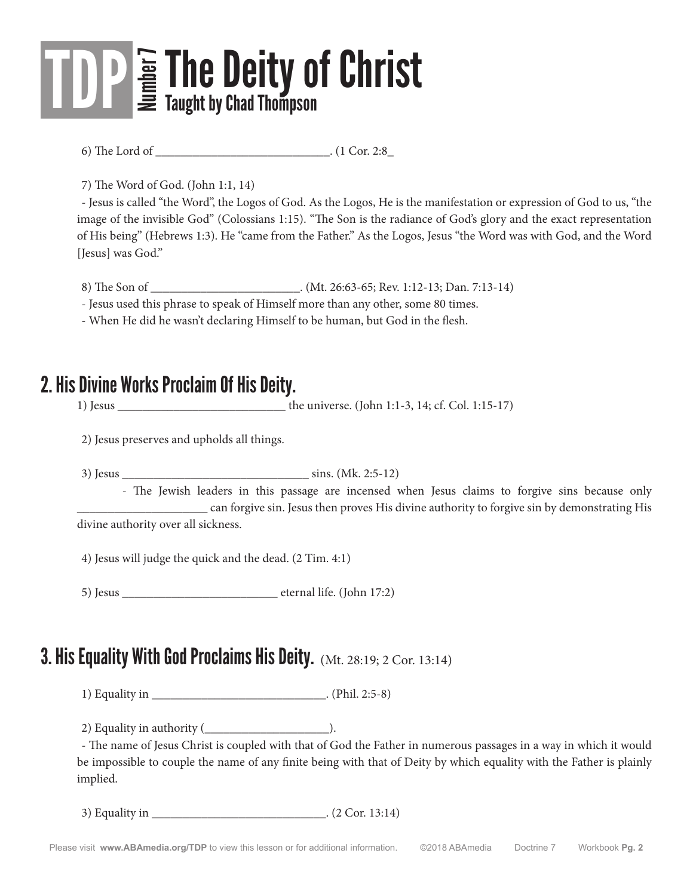# TDP Number 7 The Deity of Christ

**Taught by Chad Thompson**

6) The Lord of _____________________________. (1 Cor. 2:8_

7) The Word of God. (John 1:1, 14)

- Jesus is called "the Word", the Logos of God. As the Logos, He is the manifestation or expression of God to us, "the image of the invisible God" (Colossians 1:15). "The Son is the radiance of God's glory and the exact representation of His being" (Hebrews 1:3). He "came from the Father." As the Logos, Jesus "the Word was with God, and the Word [Jesus] was God."

8) The Son of _________________________. (Mt. 26:63-65; Rev. 1:12-13; Dan. 7:13-14)

- Jesus used this phrase to speak of Himself more than any other, some 80 times.
- When He did he wasn't declaring Himself to be human, but God in the flesh.

## 2. His Divine Works Proclaim Of His Deity.

1) Jesus ____________________________ the universe. (John 1:1-3, 14; cf. Col. 1:15-17)

2) Jesus preserves and upholds all things.

3) Jesus _______________________________ sins. (Mk. 2:5-12)

- The Jewish leaders in this passage are incensed when Jesus claims to forgive sins because only _____________________ can forgive sin. Jesus then proves His divine authority to forgive sin by demonstrating His divine authority over all sickness.

4) Jesus will judge the quick and the dead. (2 Tim. 4:1)

5) Jesus __________________________ eternal life. (John 17:2)

## 3. His Equality With God Proclaims His Deity. (Mt. 28:19; 2 Cor. 13:14)

1) Equality in _____________________________. (Phil. 2:5-8)

2) Equality in authority (____________________).

- The name of Jesus Christ is coupled with that of God the Father in numerous passages in a way in which it would be impossible to couple the name of any finite being with that of Deity by which equality with the Father is plainly implied.

3) Equality in _____________________________. (2 Cor. 13:14)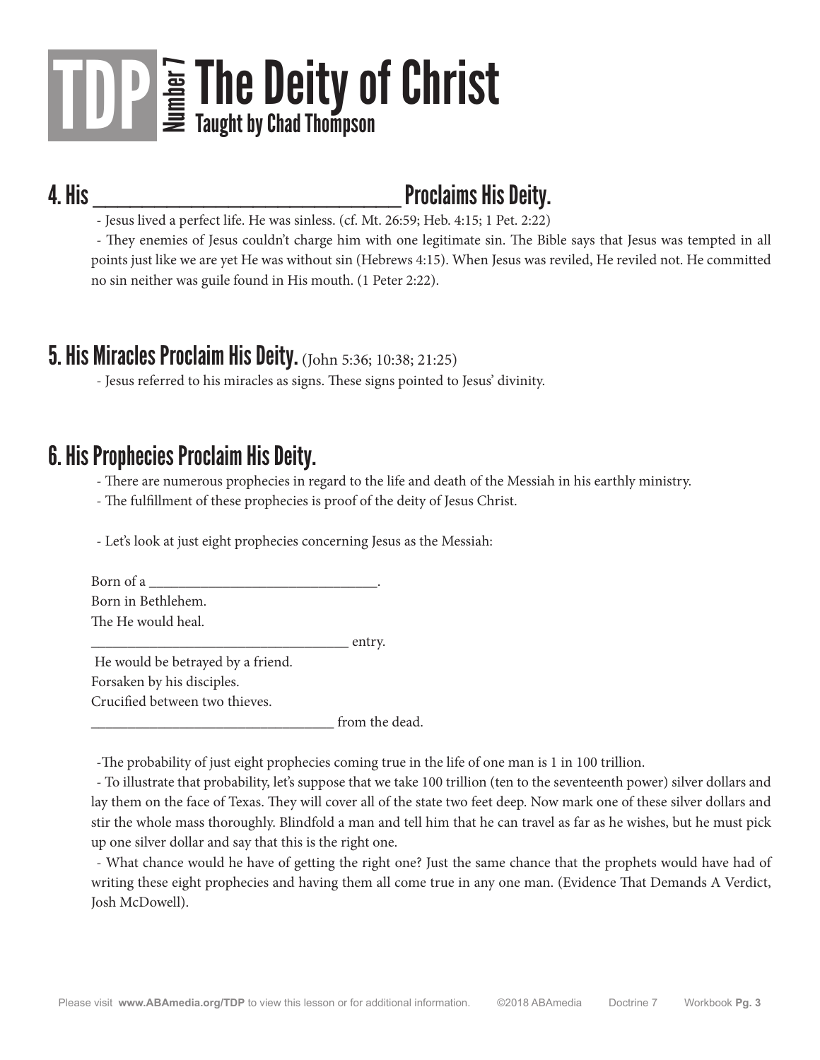# TDP Number 7 The Deity of Christ

### Taught by Chad Thompson

## 4. His ________________________________ Proclaims His Deity.

- Jesus lived a perfect life. He was sinless. (cf. Mt. 26:59; Heb. 4:15; 1 Pet. 2:22)
- They enemies of Jesus couldn't charge him with one legitimate sin. The Bible says that Jesus was tempted in all points just like we are yet He was without sin (Hebrews 4:15). When Jesus was reviled, He reviled not. He committed no sin neither was guile found in His mouth. (1 Peter 2:22).

## 5. His Miracles Proclaim His Deity. (John 5:36; 10:38; 21:25)

- Jesus referred to his miracles as signs. These signs pointed to Jesus' divinity.

## 6. His Prophecies Proclaim His Deity.

- There are numerous prophecies in regard to the life and death of the Messiah in his earthly ministry.
- The fulfillment of these prophecies is proof of the deity of Jesus Christ.

- Let's look at just eight prophecies concerning Jesus as the Messiah:

Born of a _______________________________.
Born in Bethlehem.
The He would heal.
___________________________________ entry.
He would be betrayed by a friend.
Forsaken by his disciples.
Crucified between two thieves.
_________________________________ from the dead.

-The probability of just eight prophecies coming true in the life of one man is 1 in 100 trillion.

- To illustrate that probability, let's suppose that we take 100 trillion (ten to the seventeenth power) silver dollars and lay them on the face of Texas. They will cover all of the state two feet deep. Now mark one of these silver dollars and stir the whole mass thoroughly. Blindfold a man and tell him that he can travel as far as he wishes, but he must pick up one silver dollar and say that this is the right one.
- What chance would he have of getting the right one? Just the same chance that the prophets would have had of writing these eight prophecies and having them all come true in any one man. (Evidence That Demands A Verdict, Josh McDowell).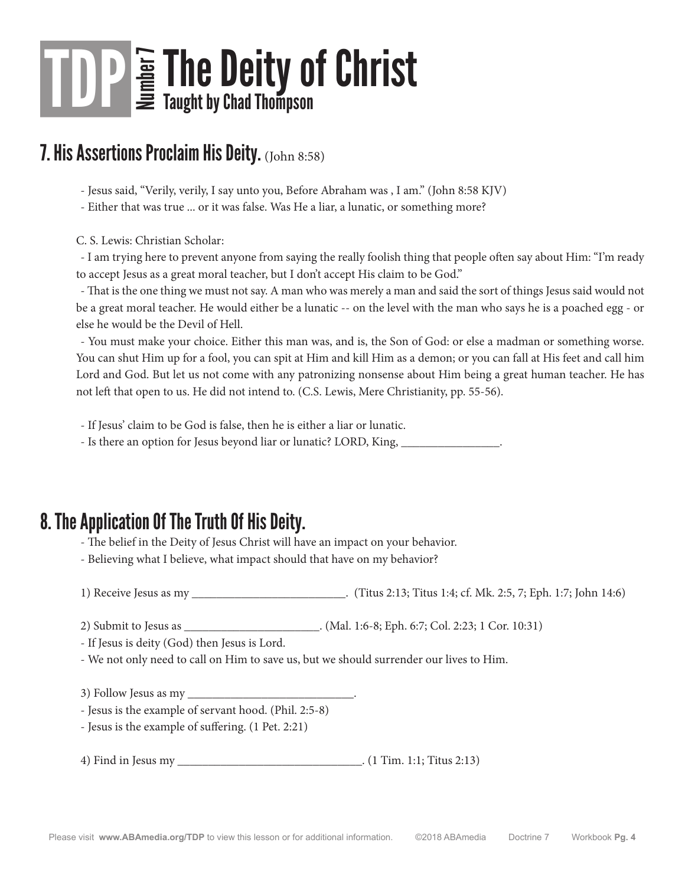# TDP Number 7 The Deity of Christ

### Taught by Chad Thompson

## 7. His Assertions Proclaim His Deity. (John 8:58)

- Jesus said, “Verily, verily, I say unto you, Before Abraham was , I am.” (John 8:58 KJV)
- Either that was true ... or it was false. Was He a liar, a lunatic, or something more?

C. S. Lewis: Christian Scholar:

- I am trying here to prevent anyone from saying the really foolish thing that people often say about Him: “I’m ready to accept Jesus as a great moral teacher, but I don’t accept His claim to be God.”
- That is the one thing we must not say. A man who was merely a man and said the sort of things Jesus said would not be a great moral teacher. He would either be a lunatic -- on the level with the man who says he is a poached egg - or else he would be the Devil of Hell.
- You must make your choice. Either this man was, and is, the Son of God: or else a madman or something worse. You can shut Him up for a fool, you can spit at Him and kill Him as a demon; or you can fall at His feet and call him Lord and God. But let us not come with any patronizing nonsense about Him being a great human teacher. He has not left that open to us. He did not intend to. (C.S. Lewis, Mere Christianity, pp. 55-56).

- If Jesus’ claim to be God is false, then he is either a liar or lunatic.
- Is there an option for Jesus beyond liar or lunatic? LORD, King, ________________.

## 8. The Application Of The Truth Of His Deity.

- The belief in the Deity of Jesus Christ will have an impact on your behavior.
- Believing what I believe, what impact should that have on my behavior?

1) Receive Jesus as my __________________________. (Titus 2:13; Titus 1:4; cf. Mk. 2:5, 7; Eph. 1:7; John 14:6)

2) Submit to Jesus as ______________________. (Mal. 1:6-8; Eph. 6:7; Col. 2:23; 1 Cor. 10:31)

- If Jesus is deity (God) then Jesus is Lord.
- We not only need to call on Him to save us, but we should surrender our lives to Him.

3) Follow Jesus as my ____________________________.

- Jesus is the example of servant hood. (Phil. 2:5-8)
- Jesus is the example of suffering. (1 Pet. 2:21)

4) Find in Jesus my _______________________________. (1 Tim. 1:1; Titus 2:13)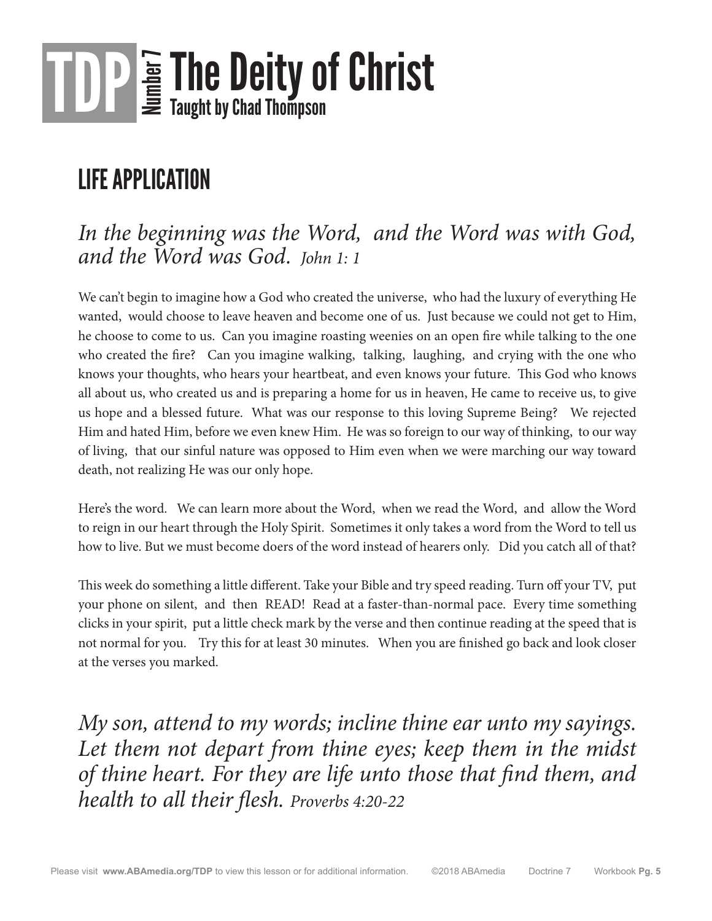# TDP Number 7 The Deity of Christ

**Taught by Chad Thompson**

## LIFE APPLICATION

*In the beginning was the Word, and the Word was with God, and the Word was God. John 1: 1*

We can't begin to imagine how a God who created the universe, who had the luxury of everything He wanted, would choose to leave heaven and become one of us. Just because we could not get to Him, he choose to come to us. Can you imagine roasting weenies on an open fire while talking to the one who created the fire? Can you imagine walking, talking, laughing, and crying with the one who knows your thoughts, who hears your heartbeat, and even knows your future. This God who knows all about us, who created us and is preparing a home for us in heaven, He came to receive us, to give us hope and a blessed future. What was our response to this loving Supreme Being? We rejected Him and hated Him, before we even knew Him. He was so foreign to our way of thinking, to our way of living, that our sinful nature was opposed to Him even when we were marching our way toward death, not realizing He was our only hope.

Here's the word. We can learn more about the Word, when we read the Word, and allow the Word to reign in our heart through the Holy Spirit. Sometimes it only takes a word from the Word to tell us how to live. But we must become doers of the word instead of hearers only. Did you catch all of that?

This week do something a little different. Take your Bible and try speed reading. Turn off your TV, put your phone on silent, and then READ! Read at a faster-than-normal pace. Every time something clicks in your spirit, put a little check mark by the verse and then continue reading at the speed that is not normal for you. Try this for at least 30 minutes. When you are finished go back and look closer at the verses you marked.

*My son, attend to my words; incline thine ear unto my sayings. Let them not depart from thine eyes; keep them in the midst of thine heart. For they are life unto those that find them, and health to all their flesh. Proverbs 4:20-22*